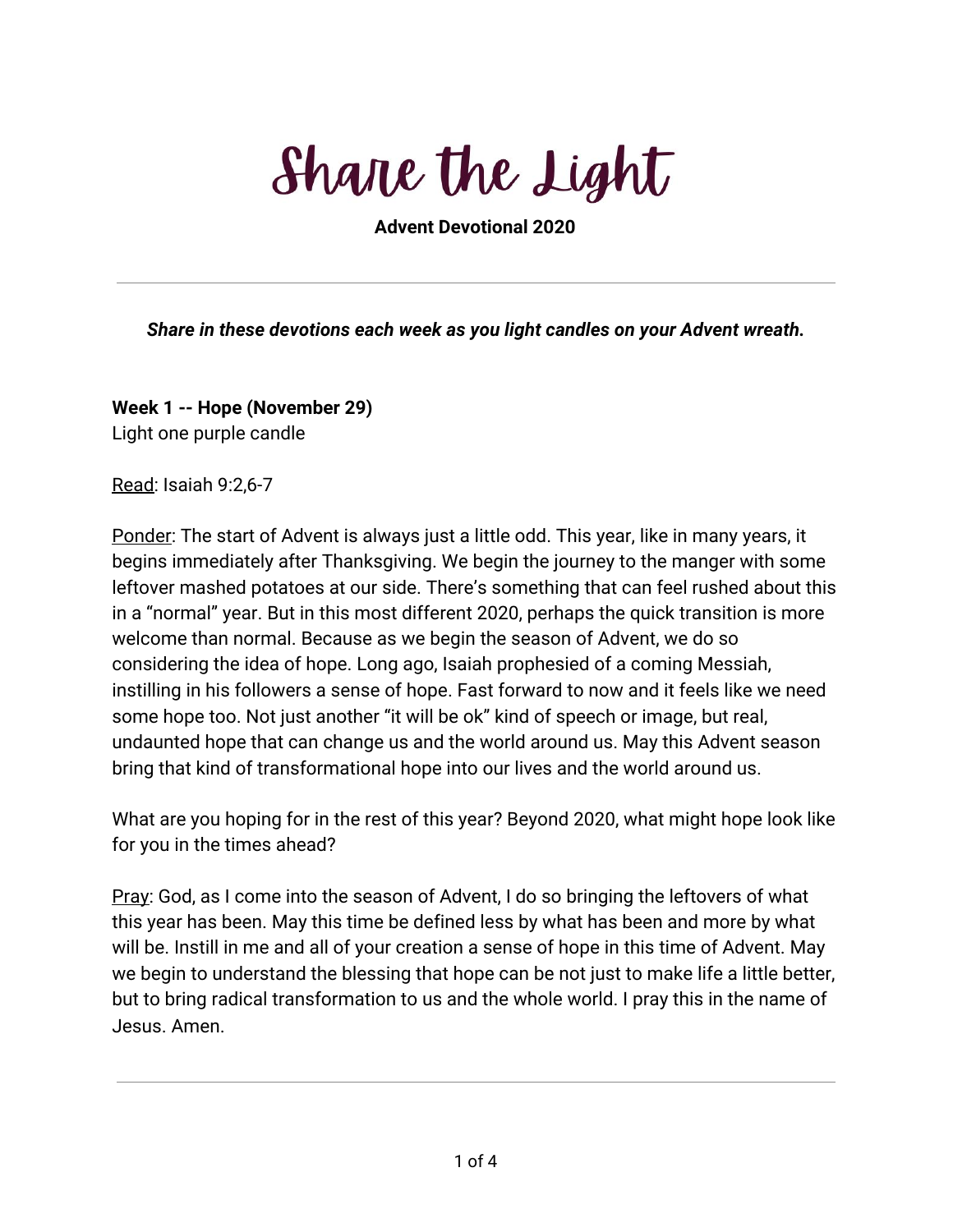# Share the Light

**Advent Devotional 2020**

---

***Share in these devotions each week as you light candles on your Advent wreath.***

**Week 1 -- Hope (November 29)**
Light one purple candle

Read: Isaiah 9:2,6-7

Ponder: The start of Advent is always just a little odd. This year, like in many years, it begins immediately after Thanksgiving. We begin the journey to the manger with some leftover mashed potatoes at our side. There's something that can feel rushed about this in a "normal" year. But in this most different 2020, perhaps the quick transition is more welcome than normal. Because as we begin the season of Advent, we do so considering the idea of hope. Long ago, Isaiah prophesied of a coming Messiah, instilling in his followers a sense of hope. Fast forward to now and it feels like we need some hope too. Not just another "it will be ok" kind of speech or image, but real, undaunted hope that can change us and the world around us. May this Advent season bring that kind of transformational hope into our lives and the world around us.

What are you hoping for in the rest of this year? Beyond 2020, what might hope look like for you in the times ahead?

Pray: God, as I come into the season of Advent, I do so bringing the leftovers of what this year has been. May this time be defined less by what has been and more by what will be. Instill in me and all of your creation a sense of hope in this time of Advent. May we begin to understand the blessing that hope can be not just to make life a little better, but to bring radical transformation to us and the whole world. I pray this in the name of Jesus. Amen.

---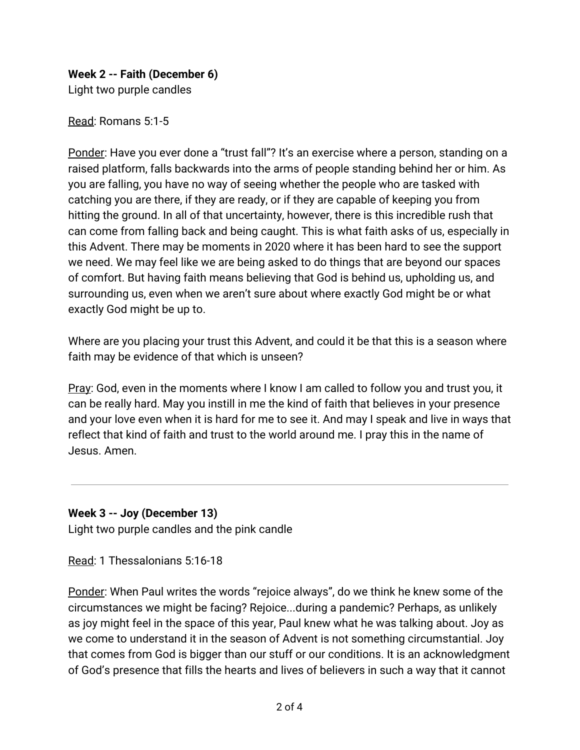**Week 2 -- Faith (December 6)**
Light two purple candles

Read: Romans 5:1-5

Ponder: Have you ever done a "trust fall"? It's an exercise where a person, standing on a raised platform, falls backwards into the arms of people standing behind her or him. As you are falling, you have no way of seeing whether the people who are tasked with catching you are there, if they are ready, or if they are capable of keeping you from hitting the ground. In all of that uncertainty, however, there is this incredible rush that can come from falling back and being caught. This is what faith asks of us, especially in this Advent. There may be moments in 2020 where it has been hard to see the support we need. We may feel like we are being asked to do things that are beyond our spaces of comfort. But having faith means believing that God is behind us, upholding us, and surrounding us, even when we aren't sure about where exactly God might be or what exactly God might be up to.

Where are you placing your trust this Advent, and could it be that this is a season where faith may be evidence of that which is unseen?

Pray: God, even in the moments where I know I am called to follow you and trust you, it can be really hard. May you instill in me the kind of faith that believes in your presence and your love even when it is hard for me to see it. And may I speak and live in ways that reflect that kind of faith and trust to the world around me. I pray this in the name of Jesus. Amen.

---

**Week 3 -- Joy (December 13)**
Light two purple candles and the pink candle

Read: 1 Thessalonians 5:16-18

Ponder: When Paul writes the words "rejoice always", do we think he knew some of the circumstances we might be facing? Rejoice...during a pandemic? Perhaps, as unlikely as joy might feel in the space of this year, Paul knew what he was talking about. Joy as we come to understand it in the season of Advent is not something circumstantial. Joy that comes from God is bigger than our stuff or our conditions. It is an acknowledgment of God's presence that fills the hearts and lives of believers in such a way that it cannot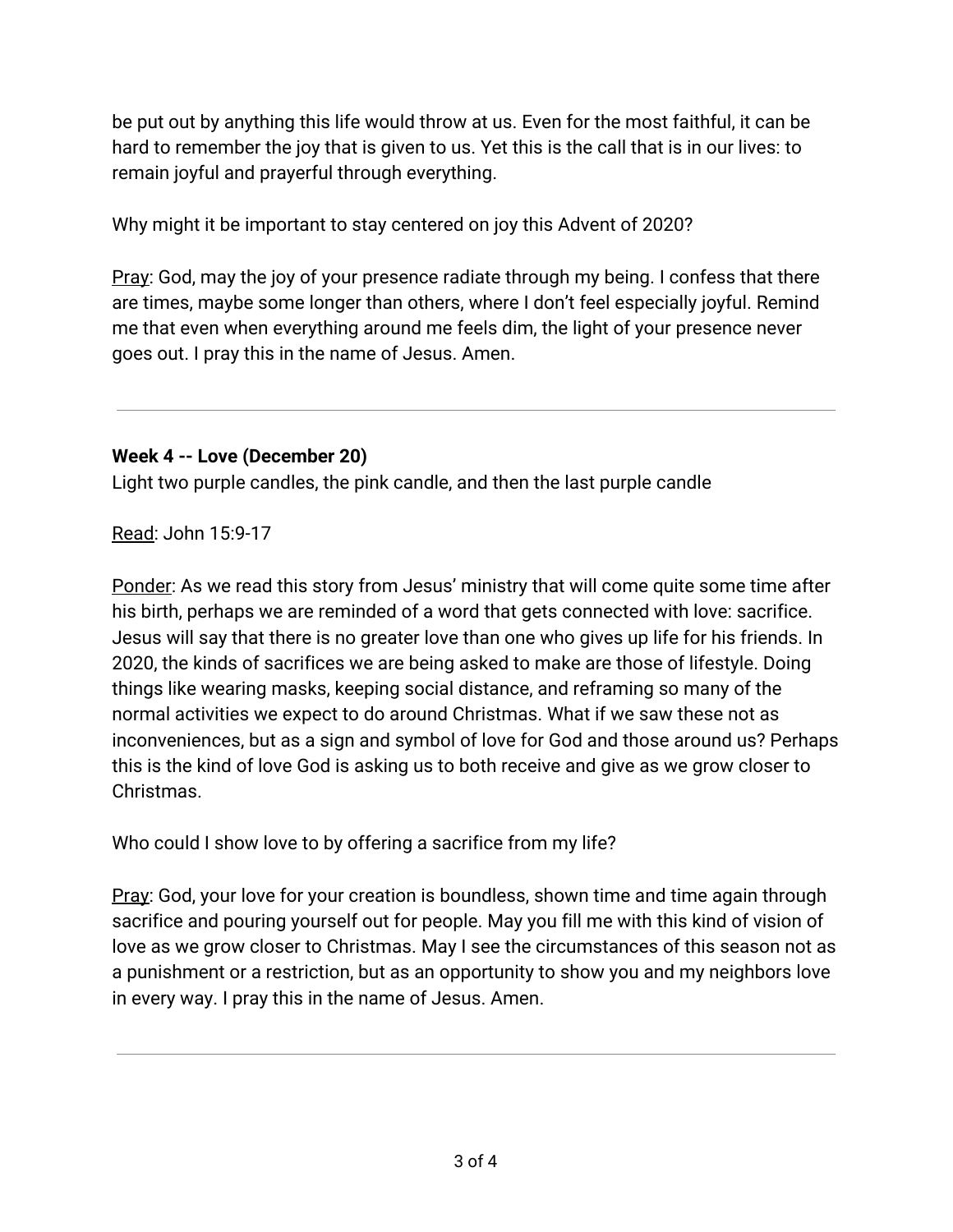be put out by anything this life would throw at us. Even for the most faithful, it can be hard to remember the joy that is given to us. Yet this is the call that is in our lives: to remain joyful and prayerful through everything.

Why might it be important to stay centered on joy this Advent of 2020?

<u>Pray</u>: God, may the joy of your presence radiate through my being. I confess that there are times, maybe some longer than others, where I don't feel especially joyful. Remind me that even when everything around me feels dim, the light of your presence never goes out. I pray this in the name of Jesus. Amen.

---

**Week 4 -- Love (December 20)**
Light two purple candles, the pink candle, and then the last purple candle

<u>Read</u>: John 15:9-17

<u>Ponder</u>: As we read this story from Jesus' ministry that will come quite some time after his birth, perhaps we are reminded of a word that gets connected with love: sacrifice. Jesus will say that there is no greater love than one who gives up life for his friends. In 2020, the kinds of sacrifices we are being asked to make are those of lifestyle. Doing things like wearing masks, keeping social distance, and reframing so many of the normal activities we expect to do around Christmas. What if we saw these not as inconveniences, but as a sign and symbol of love for God and those around us? Perhaps this is the kind of love God is asking us to both receive and give as we grow closer to Christmas.

Who could I show love to by offering a sacrifice from my life?

<u>Pray</u>: God, your love for your creation is boundless, shown time and time again through sacrifice and pouring yourself out for people. May you fill me with this kind of vision of love as we grow closer to Christmas. May I see the circumstances of this season not as a punishment or a restriction, but as an opportunity to show you and my neighbors love in every way. I pray this in the name of Jesus. Amen.

---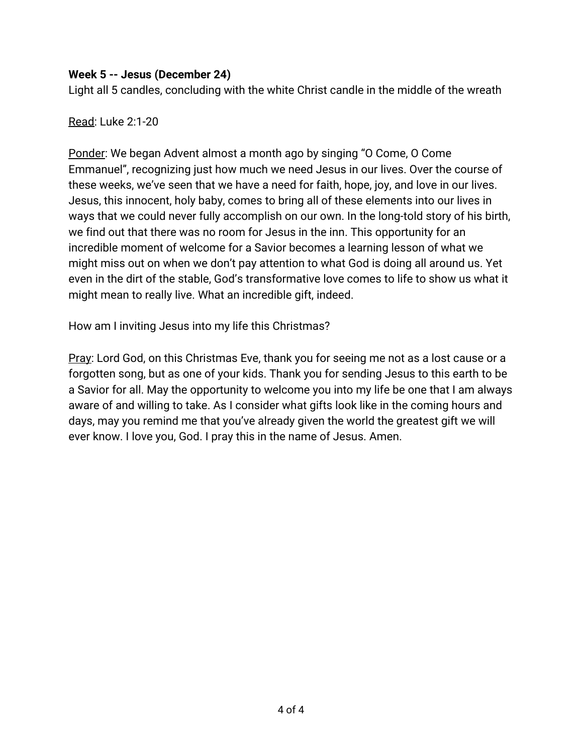**Week 5 -- Jesus (December 24)**

Light all 5 candles, concluding with the white Christ candle in the middle of the wreath

<u>Read</u>: Luke 2:1-20

<u>Ponder</u>: We began Advent almost a month ago by singing “O Come, O Come Emmanuel”, recognizing just how much we need Jesus in our lives. Over the course of these weeks, we’ve seen that we have a need for faith, hope, joy, and love in our lives. Jesus, this innocent, holy baby, comes to bring all of these elements into our lives in ways that we could never fully accomplish on our own. In the long-told story of his birth, we find out that there was no room for Jesus in the inn. This opportunity for an incredible moment of welcome for a Savior becomes a learning lesson of what we might miss out on when we don’t pay attention to what God is doing all around us. Yet even in the dirt of the stable, God’s transformative love comes to life to show us what it might mean to really live. What an incredible gift, indeed.

How am I inviting Jesus into my life this Christmas?

<u>Pray</u>: Lord God, on this Christmas Eve, thank you for seeing me not as a lost cause or a forgotten song, but as one of your kids. Thank you for sending Jesus to this earth to be a Savior for all. May the opportunity to welcome you into my life be one that I am always aware of and willing to take. As I consider what gifts look like in the coming hours and days, may you remind me that you’ve already given the world the greatest gift we will ever know. I love you, God. I pray this in the name of Jesus. Amen.